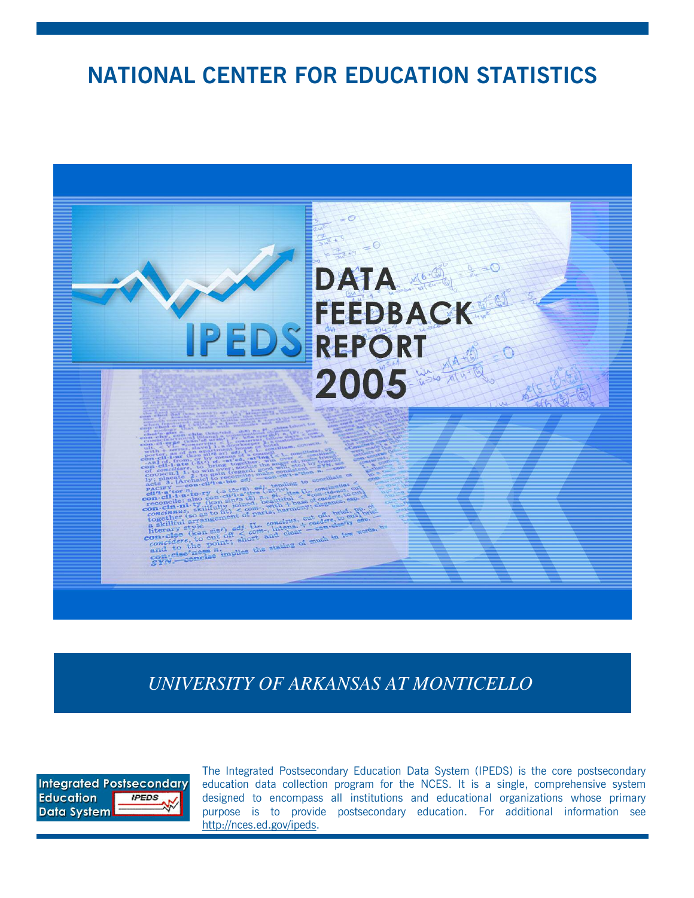# NATIONAL CENTER FOR EDUCATION STATISTICS

IPEDS

DATA FEEDBACK REPORT 2005

*UNIVERSITY OF ARKANSAS AT MONTICELLO*

Integrated Postsecondary Education Data System

The Integrated Postsecondary Education Data System (IPEDS) is the core postsecondary education data collection program for the NCES. It is a single, comprehensive system designed to encompass all institutions and educational organizations whose primary purpose is to provide postsecondary education. For additional information see http://nces.ed.gov/ipeds.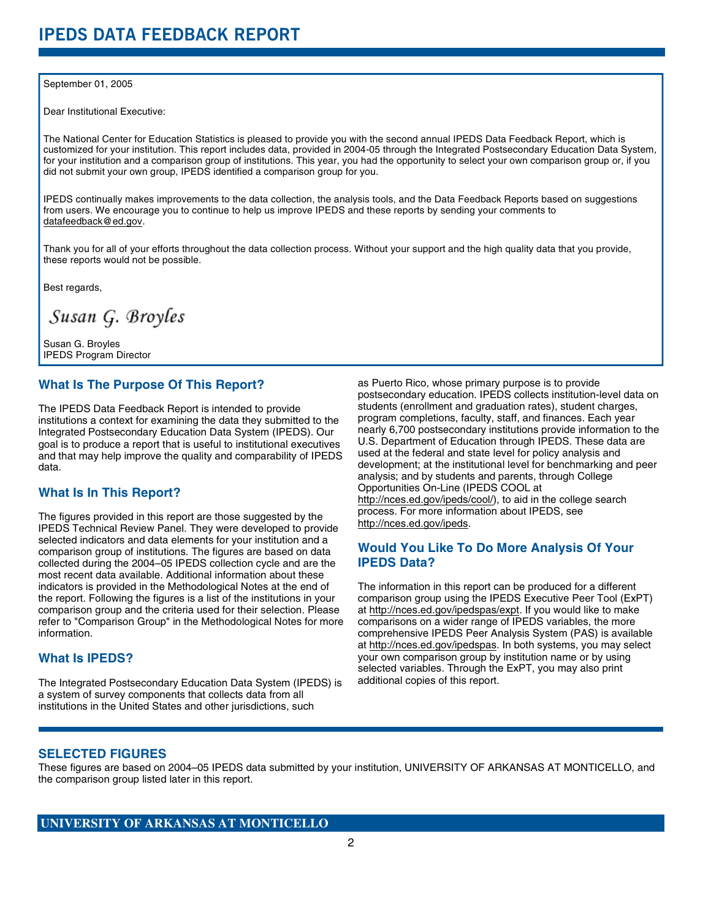# IPEDS DATA FEEDBACK REPORT

September 01, 2005

Dear Institutional Executive:

The National Center for Education Statistics is pleased to provide you with the second annual IPEDS Data Feedback Report, which is customized for your institution. This report includes data, provided in 2004-05 through the Integrated Postsecondary Education Data System, for your institution and a comparison group of institutions. This year, you had the opportunity to select your own comparison group or, if you did not submit your own group, IPEDS identified a comparison group for you.

IPEDS continually makes improvements to the data collection, the analysis tools, and the Data Feedback Reports based on suggestions from users. We encourage you to continue to help us improve IPEDS and these reports by sending your comments to datafeedback@ed.gov.

Thank you for all of your efforts throughout the data collection process. Without your support and the high quality data that you provide, these reports would not be possible.

Best regards,

*Susan G. Broyles*

Susan G. Broyles
IPEDS Program Director

## What Is The Purpose Of This Report?

The IPEDS Data Feedback Report is intended to provide institutions a context for examining the data they submitted to the Integrated Postsecondary Education Data System (IPEDS). Our goal is to produce a report that is useful to institutional executives and that may help improve the quality and comparability of IPEDS data.

## What Is In This Report?

The figures provided in this report are those suggested by the IPEDS Technical Review Panel. They were developed to provide selected indicators and data elements for your institution and a comparison group of institutions. The figures are based on data collected during the 2004–05 IPEDS collection cycle and are the most recent data available. Additional information about these indicators is provided in the Methodological Notes at the end of the report. Following the figures is a list of the institutions in your comparison group and the criteria used for their selection. Please refer to "Comparison Group" in the Methodological Notes for more information.

## What Is IPEDS?

The Integrated Postsecondary Education Data System (IPEDS) is a system of survey components that collects data from all institutions in the United States and other jurisdictions, such as Puerto Rico, whose primary purpose is to provide postsecondary education. IPEDS collects institution-level data on students (enrollment and graduation rates), student charges, program completions, faculty, staff, and finances. Each year nearly 6,700 postsecondary institutions provide information to the U.S. Department of Education through IPEDS. These data are used at the federal and state level for policy analysis and development; at the institutional level for benchmarking and peer analysis; and by students and parents, through College Opportunities On-Line (IPEDS COOL at http://nces.ed.gov/ipeds/cool/), to aid in the college search process. For more information about IPEDS, see http://nces.ed.gov/ipeds.

## Would You Like To Do More Analysis Of Your IPEDS Data?

The information in this report can be produced for a different comparison group using the IPEDS Executive Peer Tool (ExPT) at http://nces.ed.gov/ipedspas/expt. If you would like to make comparisons on a wider range of IPEDS variables, the more comprehensive IPEDS Peer Analysis System (PAS) is available at http://nces.ed.gov/ipedspas. In both systems, you may select your own comparison group by institution name or by using selected variables. Through the ExPT, you may also print additional copies of this report.

## SELECTED FIGURES

These figures are based on 2004–05 IPEDS data submitted by your institution, UNIVERSITY OF ARKANSAS AT MONTICELLO, and the comparison group listed later in this report.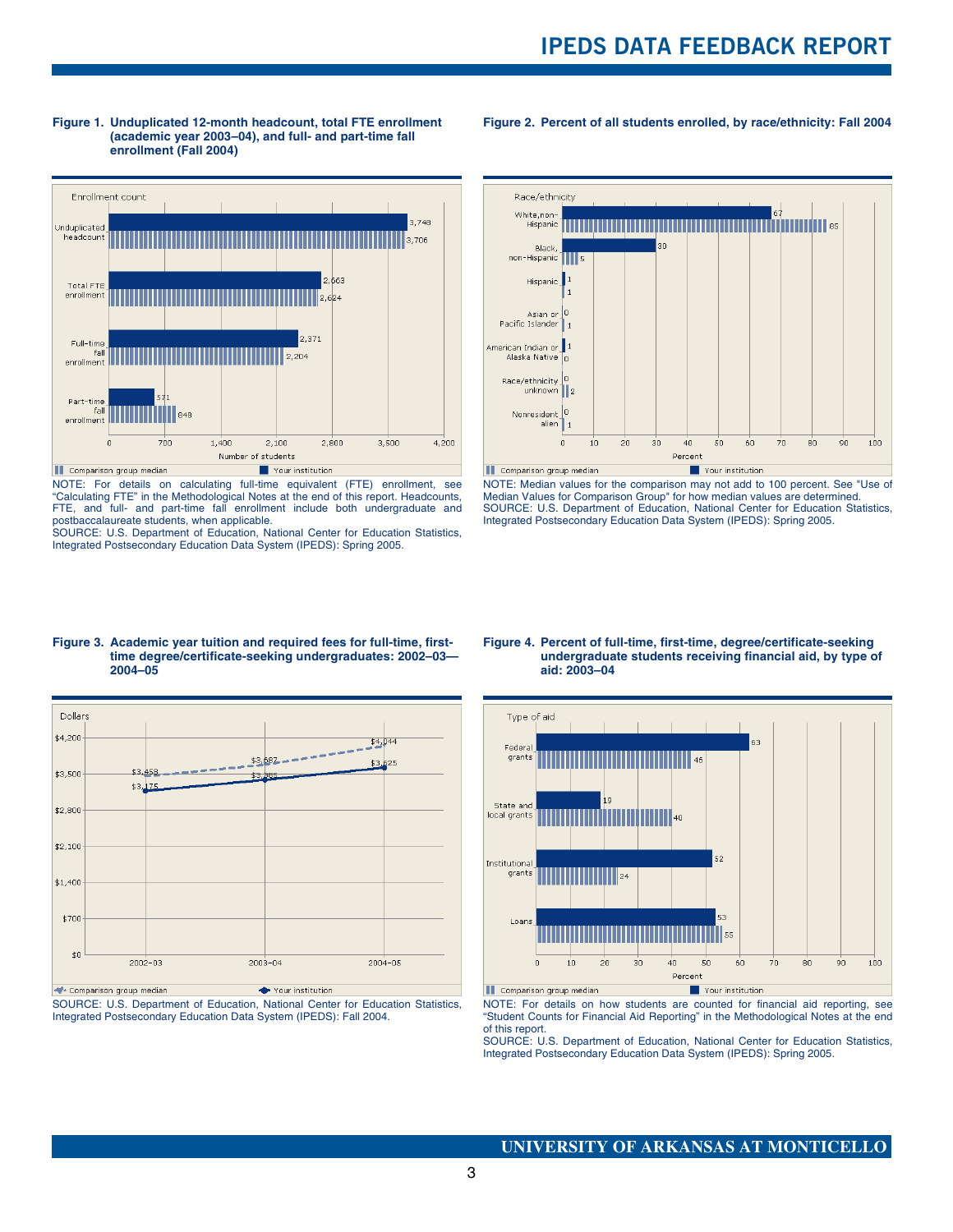**Figure 1. Unduplicated 12-month headcount, total FTE enrollment (academic year 2003–04), and full- and part-time fall enrollment (Fall 2004)**

| Enrollment count | Your institution | Comparison group median |
|---|---|---|
| Unduplicated headcount | 3,748 | 3,706 |
| Total FTE enrollment | 2,663 | 2,624 |
| Full-time fall enrollment | 2,371 | 2,204 |
| Part-time fall enrollment | 571 | 648 |

NOTE: For details on calculating full-time equivalent (FTE) enrollment, see "Calculating FTE" in the Methodological Notes at the end of this report. Headcounts, FTE, and full- and part-time fall enrollment include both undergraduate and postbaccalaureate students, when applicable.
SOURCE: U.S. Department of Education, National Center for Education Statistics, Integrated Postsecondary Education Data System (IPEDS): Spring 2005.

**Figure 2. Percent of all students enrolled, by race/ethnicity: Fall 2004**

| Race/ethnicity | Your institution | Comparison group median |
|---|---|---|
| White, non-Hispanic | 67 | 85 |
| Black, non-Hispanic | 30 | 5 |
| Hispanic | 1 | 1 |
| Asian or Pacific Islander | 0 | 1 |
| American Indian or Alaska Native | 1 | 0 |
| Race/ethnicity unknown | 0 | 2 |
| Nonresident alien | 0 | 1 |

NOTE: Median values for the comparison may not add to 100 percent. See "Use of Median Values for Comparison Group" for how median values are determined.
SOURCE: U.S. Department of Education, National Center for Education Statistics, Integrated Postsecondary Education Data System (IPEDS): Spring 2005.

**Figure 3. Academic year tuition and required fees for full-time, first-time degree/certificate-seeking undergraduates: 2002–03—2004–05**

| Dollars | 2002–03 | 2003–04 | 2004–05 |
|---|---|---|---|
| Your institution | $3,175 | $3,365 | $3,625 |
| Comparison group median | $3,458 | $3,687 | $4,044 |

SOURCE: U.S. Department of Education, National Center for Education Statistics, Integrated Postsecondary Education Data System (IPEDS): Fall 2004.

**Figure 4. Percent of full-time, first-time, degree/certificate-seeking undergraduate students receiving financial aid, by type of aid: 2003–04**

| Type of aid | Your institution | Comparison group median |
|---|---|---|
| Federal grants | 63 | 46 |
| State and local grants | 19 | 40 |
| Institutional grants | 52 | 24 |
| Loans | 53 | 55 |

NOTE: For details on how students are counted for financial aid reporting, see "Student Counts for Financial Aid Reporting" in the Methodological Notes at the end of this report.
SOURCE: U.S. Department of Education, National Center for Education Statistics, Integrated Postsecondary Education Data System (IPEDS): Spring 2005.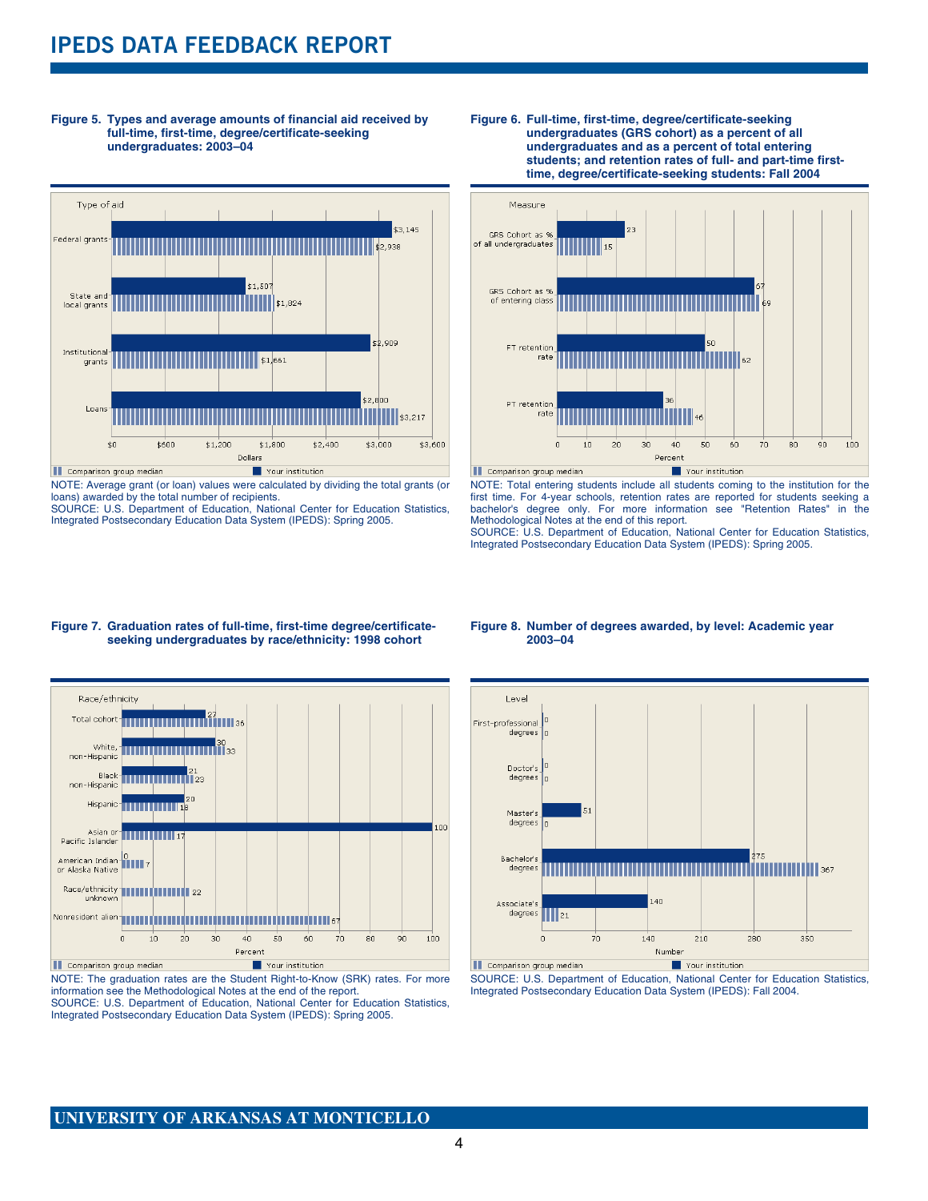**Figure 5. Types and average amounts of financial aid received by full-time, first-time, degree/certificate-seeking undergraduates: 2003–04**

| Type of aid | Your institution | Comparison group median |
|---|---|---|
| Federal grants | $3,145 | $2,938 |
| State and local grants | $1,507 | $1,824 |
| Institutional grants | $2,909 | $1,661 |
| Loans | $2,800 | $3,217 |

NOTE: Average grant (or loan) values were calculated by dividing the total grants (or loans) awarded by the total number of recipients.
SOURCE: U.S. Department of Education, National Center for Education Statistics, Integrated Postsecondary Education Data System (IPEDS): Spring 2005.

**Figure 6. Full-time, first-time, degree/certificate-seeking undergraduates (GRS cohort) as a percent of all undergraduates and as a percent of total entering students; and retention rates of full- and part-time first-time, degree/certificate-seeking students: Fall 2004**

| Measure | Your institution | Comparison group median |
|---|---|---|
| GRS Cohort as % of all undergraduates | 23 | 15 |
| GRS Cohort as % of entering class | 67 | 69 |
| FT retention rate | 50 | 62 |
| PT retention rate | 36 | 46 |

NOTE: Total entering students include all students coming to the institution for the first time. For 4-year schools, retention rates are reported for students seeking a bachelor's degree only. For more information see "Retention Rates" in the Methodological Notes at the end of this report.
SOURCE: U.S. Department of Education, National Center for Education Statistics, Integrated Postsecondary Education Data System (IPEDS): Spring 2005.

**Figure 7. Graduation rates of full-time, first-time degree/certificate-seeking undergraduates by race/ethnicity: 1998 cohort**

| Race/ethnicity | Your institution | Comparison group median |
|---|---|---|
| Total cohort | 27 | 36 |
| White, non-Hispanic | 30 | 33 |
| Black non-Hispanic | 21 | 23 |
| Hispanic | 20 | 18 |
| Asian or Pacific Islander | 100 | 17 |
| American Indian or Alaska Native | 0 | 7 |
| Race/ethnicity unknown | | 22 |
| Nonresident alien | | 67 |

NOTE: The graduation rates are the Student Right-to-Know (SRK) rates. For more information see the Methodological Notes at the end of the report.
SOURCE: U.S. Department of Education, National Center for Education Statistics, Integrated Postsecondary Education Data System (IPEDS): Spring 2005.

**Figure 8. Number of degrees awarded, by level: Academic year 2003–04**

| Level | Your institution | Comparison group median |
|---|---|---|
| First-professional degrees | 0 | 0 |
| Doctor's degrees | 0 | 0 |
| Master's degrees | 51 | 0 |
| Bachelor's degrees | 275 | 367 |
| Associate's degrees | 140 | 21 |

SOURCE: U.S. Department of Education, National Center for Education Statistics, Integrated Postsecondary Education Data System (IPEDS): Fall 2004.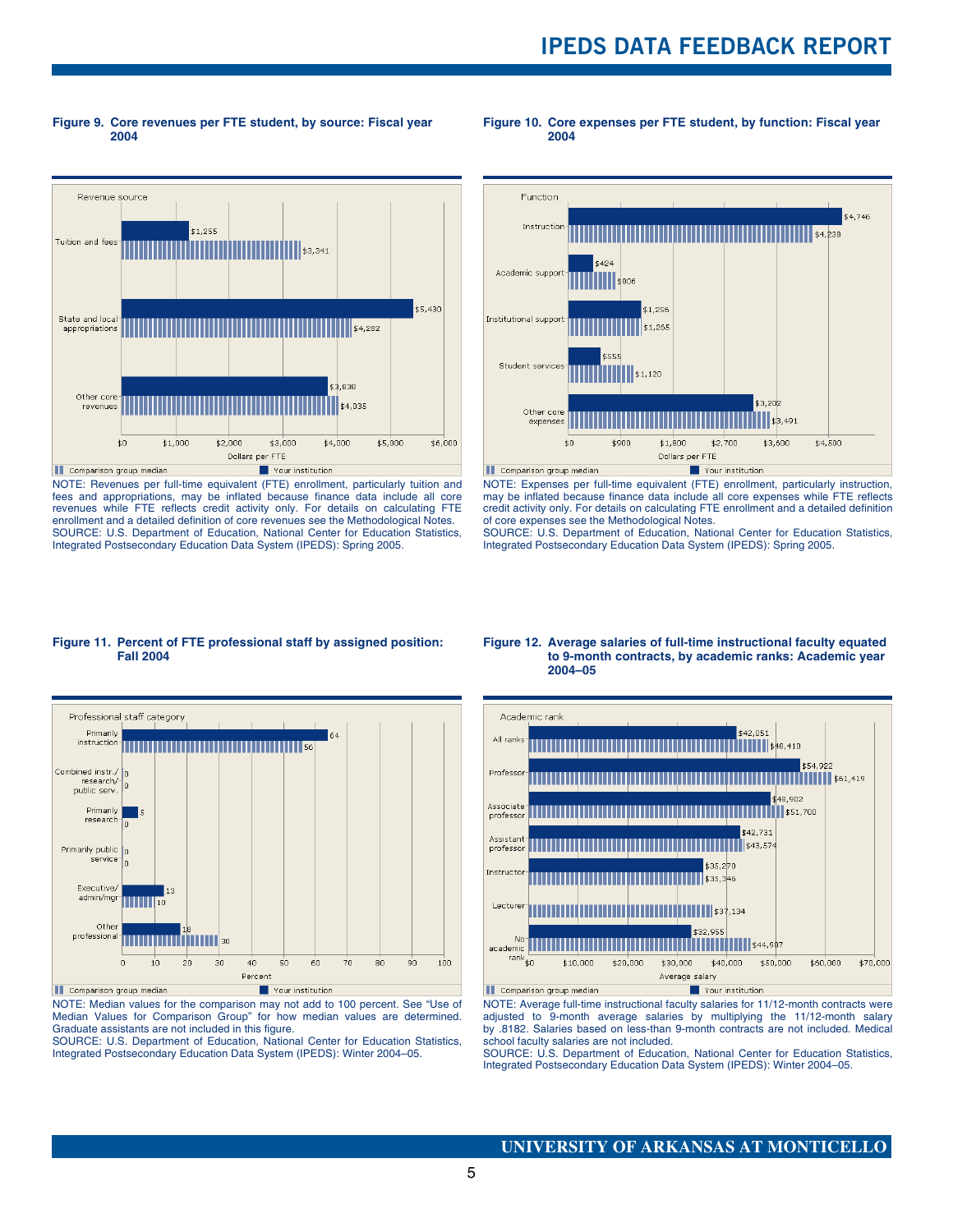**Figure 9. Core revenues per FTE student, by source: Fiscal year 2004**

| Revenue source | Your institution | Comparison group median |
|---|---|---|
| Tuition and fees | $1,255 | $3,341 |
| State and local appropriations | $5,430 | $4,282 |
| Other core revenues | $3,838 | $4,035 |

NOTE: Revenues per full-time equivalent (FTE) enrollment, particularly tuition and fees and appropriations, may be inflated because finance data include all core revenues while FTE reflects credit activity only. For details on calculating FTE enrollment and a detailed definition of core revenues see the Methodological Notes.
SOURCE: U.S. Department of Education, National Center for Education Statistics, Integrated Postsecondary Education Data System (IPEDS): Spring 2005.

**Figure 10. Core expenses per FTE student, by function: Fiscal year 2004**

| Function | Your institution | Comparison group median |
|---|---|---|
| Instruction | $4,746 | $4,238 |
| Academic support | $424 | $806 |
| Institutional support | $1,256 | $1,265 |
| Student services | $555 | $1,120 |
| Other core expenses | $3,202 | $3,491 |

NOTE: Expenses per full-time equivalent (FTE) enrollment, particularly instruction, may be inflated because finance data include all core expenses while FTE reflects credit activity only. For details on calculating FTE enrollment and a detailed definition of core expenses see the Methodological Notes.
SOURCE: U.S. Department of Education, National Center for Education Statistics, Integrated Postsecondary Education Data System (IPEDS): Spring 2005.

**Figure 11. Percent of FTE professional staff by assigned position: Fall 2004**

| Professional staff category | Your institution | Comparison group median |
|---|---|---|
| Primarily instruction | 64 | 56 |
| Combined instr./research/public serv. | 0 | 0 |
| Primarily research | 5 | 0 |
| Primarily public service | 0 | 0 |
| Executive/admin/mgr | 13 | 10 |
| Other professional | 18 | 30 |

NOTE: Median values for the comparison may not add to 100 percent. See "Use of Median Values for Comparison Group" for how median values are determined. Graduate assistants are not included in this figure.
SOURCE: U.S. Department of Education, National Center for Education Statistics, Integrated Postsecondary Education Data System (IPEDS): Winter 2004–05.

**Figure 12. Average salaries of full-time instructional faculty equated to 9-month contracts, by academic ranks: Academic year 2004–05**

| Academic rank | Your institution | Comparison group median |
|---|---|---|
| All ranks | $42,051 | $48,410 |
| Professor | $54,922 | $61,419 |
| Associate professor | $48,902 | $51,700 |
| Assistant professor | $42,731 | $43,574 |
| Instructor | $35,270 | $35,346 |
| Lecturer | | $37,134 |
| No academic rank | $32,955 | $44,907 |

NOTE: Average full-time instructional faculty salaries for 11/12-month contracts were adjusted to 9-month average salaries by multiplying the 11/12-month salary by .8182. Salaries based on less-than 9-month contracts are not included. Medical school faculty salaries are not included.
SOURCE: U.S. Department of Education, National Center for Education Statistics, Integrated Postsecondary Education Data System (IPEDS): Winter 2004–05.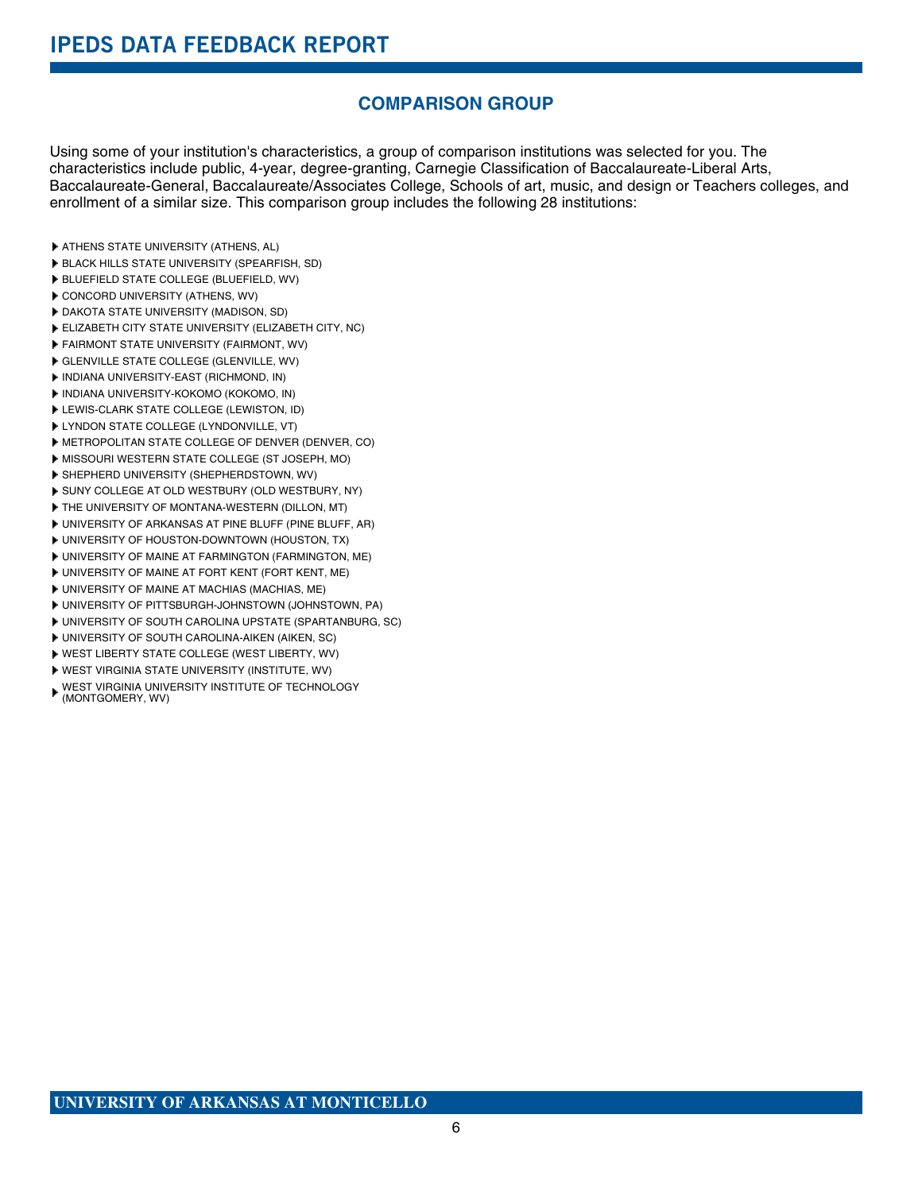## COMPARISON GROUP

Using some of your institution's characteristics, a group of comparison institutions was selected for you. The characteristics include public, 4-year, degree-granting, Carnegie Classification of Baccalaureate-Liberal Arts, Baccalaureate-General, Baccalaureate/Associates College, Schools of art, music, and design or Teachers colleges, and enrollment of a similar size. This comparison group includes the following 28 institutions:

- ATHENS STATE UNIVERSITY (ATHENS, AL)
- BLACK HILLS STATE UNIVERSITY (SPEARFISH, SD)
- BLUEFIELD STATE COLLEGE (BLUEFIELD, WV)
- CONCORD UNIVERSITY (ATHENS, WV)
- DAKOTA STATE UNIVERSITY (MADISON, SD)
- ELIZABETH CITY STATE UNIVERSITY (ELIZABETH CITY, NC)
- FAIRMONT STATE UNIVERSITY (FAIRMONT, WV)
- GLENVILLE STATE COLLEGE (GLENVILLE, WV)
- INDIANA UNIVERSITY-EAST (RICHMOND, IN)
- INDIANA UNIVERSITY-KOKOMO (KOKOMO, IN)
- LEWIS-CLARK STATE COLLEGE (LEWISTON, ID)
- LYNDON STATE COLLEGE (LYNDONVILLE, VT)
- METROPOLITAN STATE COLLEGE OF DENVER (DENVER, CO)
- MISSOURI WESTERN STATE COLLEGE (ST JOSEPH, MO)
- SHEPHERD UNIVERSITY (SHEPHERDSTOWN, WV)
- SUNY COLLEGE AT OLD WESTBURY (OLD WESTBURY, NY)
- THE UNIVERSITY OF MONTANA-WESTERN (DILLON, MT)
- UNIVERSITY OF ARKANSAS AT PINE BLUFF (PINE BLUFF, AR)
- UNIVERSITY OF HOUSTON-DOWNTOWN (HOUSTON, TX)
- UNIVERSITY OF MAINE AT FARMINGTON (FARMINGTON, ME)
- UNIVERSITY OF MAINE AT FORT KENT (FORT KENT, ME)
- UNIVERSITY OF MAINE AT MACHIAS (MACHIAS, ME)
- UNIVERSITY OF PITTSBURGH-JOHNSTOWN (JOHNSTOWN, PA)
- UNIVERSITY OF SOUTH CAROLINA UPSTATE (SPARTANBURG, SC)
- UNIVERSITY OF SOUTH CAROLINA-AIKEN (AIKEN, SC)
- WEST LIBERTY STATE COLLEGE (WEST LIBERTY, WV)
- WEST VIRGINIA STATE UNIVERSITY (INSTITUTE, WV)
- WEST VIRGINIA UNIVERSITY INSTITUTE OF TECHNOLOGY (MONTGOMERY, WV)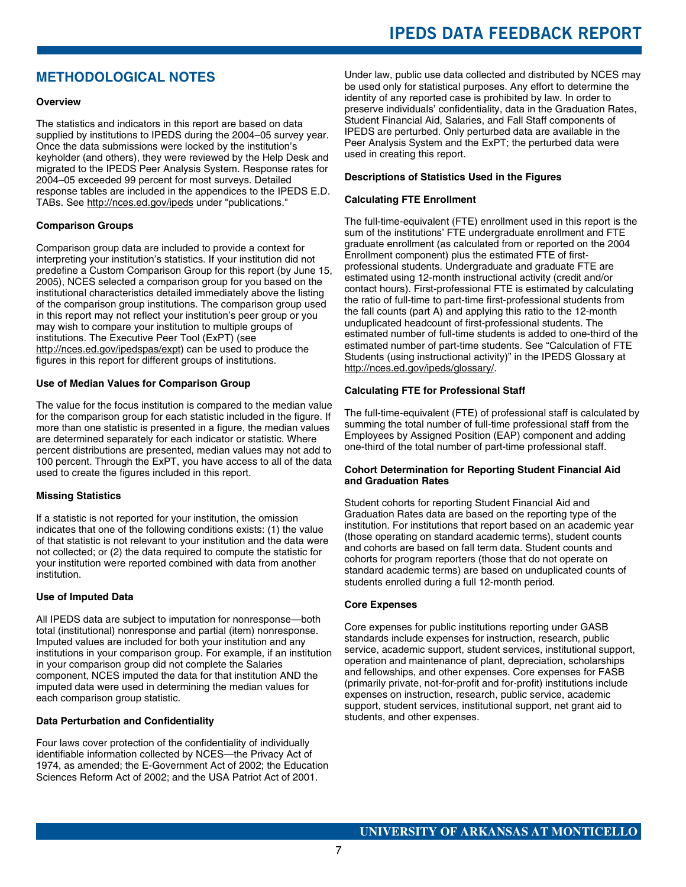## METHODOLOGICAL NOTES

**Overview**

The statistics and indicators in this report are based on data supplied by institutions to IPEDS during the 2004–05 survey year. Once the data submissions were locked by the institution's keyholder (and others), they were reviewed by the Help Desk and migrated to the IPEDS Peer Analysis System. Response rates for 2004–05 exceeded 99 percent for most surveys. Detailed response tables are included in the appendices to the IPEDS E.D. TABs. See http://nces.ed.gov/ipeds under "publications."

**Comparison Groups**

Comparison group data are included to provide a context for interpreting your institution's statistics. If your institution did not predefine a Custom Comparison Group for this report (by June 15, 2005), NCES selected a comparison group for you based on the institutional characteristics detailed immediately above the listing of the comparison group institutions. The comparison group used in this report may not reflect your institution's peer group or you may wish to compare your institution to multiple groups of institutions. The Executive Peer Tool (ExPT) (see http://nces.ed.gov/ipedspas/expt) can be used to produce the figures in this report for different groups of institutions.

**Use of Median Values for Comparison Group**

The value for the focus institution is compared to the median value for the comparison group for each statistic included in the figure. If more than one statistic is presented in a figure, the median values are determined separately for each indicator or statistic. Where percent distributions are presented, median values may not add to 100 percent. Through the ExPT, you have access to all of the data used to create the figures included in this report.

**Missing Statistics**

If a statistic is not reported for your institution, the omission indicates that one of the following conditions exists: (1) the value of that statistic is not relevant to your institution and the data were not collected; or (2) the data required to compute the statistic for your institution were reported combined with data from another institution.

**Use of Imputed Data**

All IPEDS data are subject to imputation for nonresponse—both total (institutional) nonresponse and partial (item) nonresponse. Imputed values are included for both your institution and any institutions in your comparison group. For example, if an institution in your comparison group did not complete the Salaries component, NCES imputed the data for that institution AND the imputed data were used in determining the median values for each comparison group statistic.

**Data Perturbation and Confidentiality**

Four laws cover protection of the confidentiality of individually identifiable information collected by NCES—the Privacy Act of 1974, as amended; the E-Government Act of 2002; the Education Sciences Reform Act of 2002; and the USA Patriot Act of 2001. Under law, public use data collected and distributed by NCES may be used only for statistical purposes. Any effort to determine the identity of any reported case is prohibited by law. In order to preserve individuals' confidentiality, data in the Graduation Rates, Student Financial Aid, Salaries, and Fall Staff components of IPEDS are perturbed. Only perturbed data are available in the Peer Analysis System and the ExPT; the perturbed data were used in creating this report.

**Descriptions of Statistics Used in the Figures**

**Calculating FTE Enrollment**

The full-time-equivalent (FTE) enrollment used in this report is the sum of the institutions' FTE undergraduate enrollment and FTE graduate enrollment (as calculated from or reported on the 2004 Enrollment component) plus the estimated FTE of first-professional students. Undergraduate and graduate FTE are estimated using 12-month instructional activity (credit and/or contact hours). First-professional FTE is estimated by calculating the ratio of full-time to part-time first-professional students from the fall counts (part A) and applying this ratio to the 12-month unduplicated headcount of first-professional students. The estimated number of full-time students is added to one-third of the estimated number of part-time students. See "Calculation of FTE Students (using instructional activity)" in the IPEDS Glossary at http://nces.ed.gov/ipeds/glossary/.

**Calculating FTE for Professional Staff**

The full-time-equivalent (FTE) of professional staff is calculated by summing the total number of full-time professional staff from the Employees by Assigned Position (EAP) component and adding one-third of the total number of part-time professional staff.

**Cohort Determination for Reporting Student Financial Aid and Graduation Rates**

Student cohorts for reporting Student Financial Aid and Graduation Rates data are based on the reporting type of the institution. For institutions that report based on an academic year (those operating on standard academic terms), student counts and cohorts are based on fall term data. Student counts and cohorts for program reporters (those that do not operate on standard academic terms) are based on unduplicated counts of students enrolled during a full 12-month period.

**Core Expenses**

Core expenses for public institutions reporting under GASB standards include expenses for instruction, research, public service, academic support, student services, institutional support, operation and maintenance of plant, depreciation, scholarships and fellowships, and other expenses. Core expenses for FASB (primarily private, not-for-profit and for-profit) institutions include expenses on instruction, research, public service, academic support, student services, institutional support, net grant aid to students, and other expenses.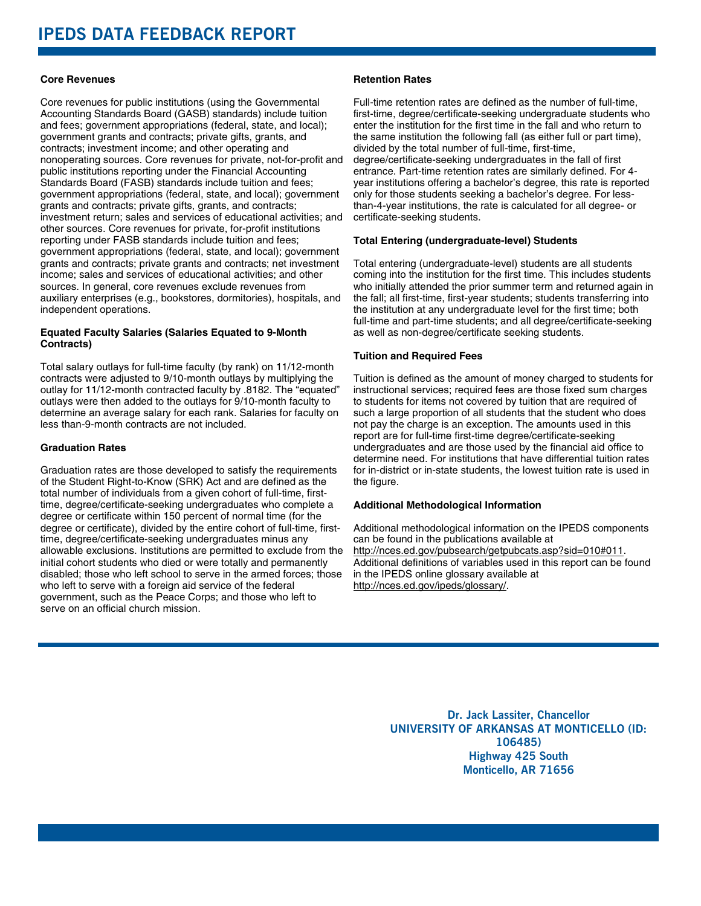### Core Revenues

Core revenues for public institutions (using the Governmental Accounting Standards Board (GASB) standards) include tuition and fees; government appropriations (federal, state, and local); government grants and contracts; private gifts, grants, and contracts; investment income; and other operating and nonoperating sources. Core revenues for private, not-for-profit and public institutions reporting under the Financial Accounting Standards Board (FASB) standards include tuition and fees; government appropriations (federal, state, and local); government grants and contracts; private gifts, grants, and contracts; investment return; sales and services of educational activities; and other sources. Core revenues for private, for-profit institutions reporting under FASB standards include tuition and fees; government appropriations (federal, state, and local); government grants and contracts; private grants and contracts; net investment income; sales and services of educational activities; and other sources. In general, core revenues exclude revenues from auxiliary enterprises (e.g., bookstores, dormitories), hospitals, and independent operations.

### Equated Faculty Salaries (Salaries Equated to 9-Month Contracts)

Total salary outlays for full-time faculty (by rank) on 11/12-month contracts were adjusted to 9/10-month outlays by multiplying the outlay for 11/12-month contracted faculty by .8182. The "equated" outlays were then added to the outlays for 9/10-month faculty to determine an average salary for each rank. Salaries for faculty on less than-9-month contracts are not included.

### Graduation Rates

Graduation rates are those developed to satisfy the requirements of the Student Right-to-Know (SRK) Act and are defined as the total number of individuals from a given cohort of full-time, first-time, degree/certificate-seeking undergraduates who complete a degree or certificate within 150 percent of normal time (for the degree or certificate), divided by the entire cohort of full-time, first-time, degree/certificate-seeking undergraduates minus any allowable exclusions. Institutions are permitted to exclude from the initial cohort students who died or were totally and permanently disabled; those who left school to serve in the armed forces; those who left to serve with a foreign aid service of the federal government, such as the Peace Corps; and those who left to serve on an official church mission.

### Retention Rates

Full-time retention rates are defined as the number of full-time, first-time, degree/certificate-seeking undergraduate students who enter the institution for the first time in the fall and who return to the same institution the following fall (as either full or part time), divided by the total number of full-time, first-time, degree/certificate-seeking undergraduates in the fall of first entrance. Part-time retention rates are similarly defined. For 4-year institutions offering a bachelor's degree, this rate is reported only for those students seeking a bachelor's degree. For less-than-4-year institutions, the rate is calculated for all degree- or certificate-seeking students.

### Total Entering (undergraduate-level) Students

Total entering (undergraduate-level) students are all students coming into the institution for the first time. This includes students who initially attended the prior summer term and returned again in the fall; all first-time, first-year students; students transferring into the institution at any undergraduate level for the first time; both full-time and part-time students; and all degree/certificate-seeking as well as non-degree/certificate seeking students.

### Tuition and Required Fees

Tuition is defined as the amount of money charged to students for instructional services; required fees are those fixed sum charges to students for items not covered by tuition that are required of such a large proportion of all students that the student who does not pay the charge is an exception. The amounts used in this report are for full-time first-time degree/certificate-seeking undergraduates and are those used by the financial aid office to determine need. For institutions that have differential tuition rates for in-district or in-state students, the lowest tuition rate is used in the figure.

### Additional Methodological Information

Additional methodological information on the IPEDS components can be found in the publications available at http://nces.ed.gov/pubsearch/getpubcats.asp?sid=010#011. Additional definitions of variables used in this report can be found in the IPEDS online glossary available at http://nces.ed.gov/ipeds/glossary/.

**Dr. Jack Lassiter, Chancellor**
**UNIVERSITY OF ARKANSAS AT MONTICELLO (ID: 106485)**
**Highway 425 South**
**Monticello, AR 71656**